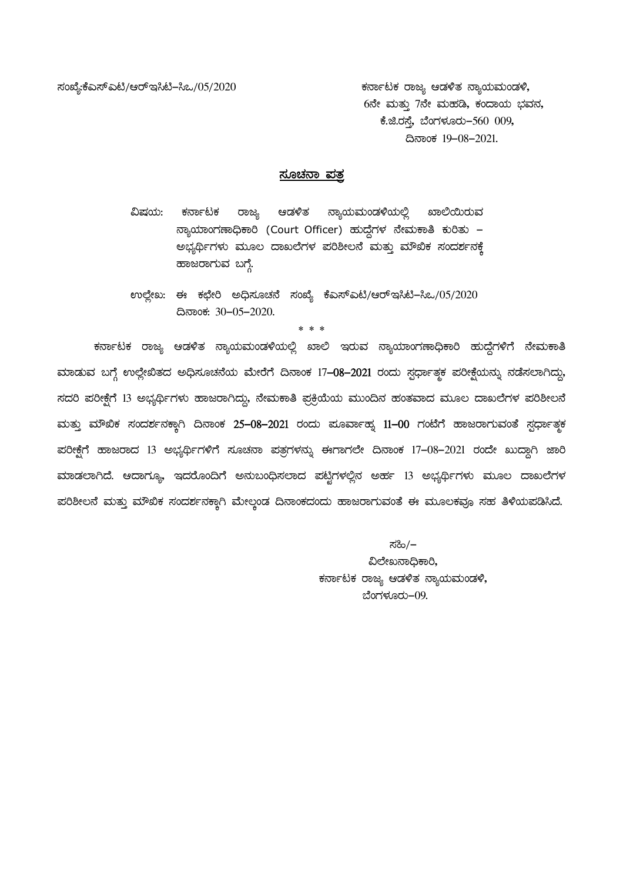ಸಂಖ್ಯೆ:ಕೆಎಸ್‌ಎಟಿ/ಆರ್‌ಇಸಿಟಿ–ಸಿಒ/05/2020

ಕರ್ನಾಟಕ ರಾಜ್ಯ ಆಡಳಿತ ನ್ಯಾಯಮಂಡಳಿ,
6ನೇ ಮತ್ತು 7ನೇ ಮಹಡಿ, ಕಂದಾಯ ಭವನ,
ಕೆ.ಜಿ.ರಸ್ತೆ, ಬೆಂಗಳೂರು–560 009,
ದಿನಾಂಕ 19–08–2021.

## ಸೂಚನಾ ಪತ್ರ

ವಿಷಯ: ಕರ್ನಾಟಕ ರಾಜ್ಯ ಆಡಳಿತ ನ್ಯಾಯಮಂಡಳಿಯಲ್ಲಿ ಖಾಲಿಯಿರುವ ನ್ಯಾಯಾಂಗಣಾಧಿಕಾರಿ (Court Officer) ಹುದ್ದೆಗಳ ನೇಮಕಾತಿ ಕುರಿತು – ಅಭ್ಯರ್ಥಿಗಳು ಮೂಲ ದಾಖಲೆಗಳ ಪರಿಶೀಲನೆ ಮತ್ತು ಮೌಖಿಕ ಸಂದರ್ಶನಕ್ಕೆ ಹಾಜರಾಗುವ ಬಗ್ಗೆ.

ಉಲ್ಲೇಖ: ಈ ಕಛೇರಿ ಅಧಿಸೂಚನೆ ಸಂಖ್ಯೆ ಕೆಎಸ್‌ಎಟಿ/ಆರ್‌ಇಸಿಟಿ–ಸಿಒ/05/2020 ದಿನಾಂಕ: 30–05–2020.

\* \* \*

ಕರ್ನಾಟಕ ರಾಜ್ಯ ಆಡಳಿತ ನ್ಯಾಯಮಂಡಳಿಯಲ್ಲಿ ಖಾಲಿ ಇರುವ ನ್ಯಾಯಾಂಗಣಾಧಿಕಾರಿ ಹುದ್ದೆಗಳಿಗೆ ನೇಮಕಾತಿ ಮಾಡುವ ಬಗ್ಗೆ ಉಲ್ಲೇಖಿತದ ಅಧಿಸೂಚನೆಯ ಮೇರೆಗೆ ದಿನಾಂಕ 17–**08–2021** ರಂದು ಸ್ಪರ್ಧಾತ್ಮಕ ಪರೀಕ್ಷೆಯನ್ನು ನಡೆಸಲಾಗಿದ್ದು, ಸದರಿ ಪರೀಕ್ಷೆಗೆ 13 ಅಭ್ಯರ್ಥಿಗಳು ಹಾಜರಾಗಿದ್ದು, ನೇಮಕಾತಿ ಪ್ರಕ್ರಿಯೆಯ ಮುಂದಿನ ಹಂತವಾದ ಮೂಲ ದಾಖಲೆಗಳ ಪರಿಶೀಲನೆ ಮತ್ತು ಮೌಖಿಕ ಸಂದರ್ಶನಕ್ಕಾಗಿ ದಿನಾಂಕ **25–08–2021** ರಂದು ಪೂರ್ವಾಹ್ನ **11–00** ಗಂಟೆಗೆ ಹಾಜರಾಗುವಂತೆ ಸ್ಪರ್ಧಾತ್ಮಕ ಪರೀಕ್ಷೆಗೆ ಹಾಜರಾದ 13 ಅಭ್ಯರ್ಥಿಗಳಿಗೆ ಸೂಚನಾ ಪತ್ರಗಳನ್ನು ಈಗಾಗಲೇ ದಿನಾಂಕ 17–08–2021 ರಂದೇ ಖುದ್ದಾಗಿ ಜಾರಿ ಮಾಡಲಾಗಿದೆ. ಆದಾಗ್ಯೂ, ಇದರೊಂದಿಗೆ ಅನುಬಂಧಿಸಲಾದ ಪಟ್ಟಿಗಳಲ್ಲಿನ ಅರ್ಹ 13 ಅಭ್ಯರ್ಥಿಗಳು ಮೂಲ ದಾಖಲೆಗಳ ಪರಿಶೀಲನೆ ಮತ್ತು ಮೌಖಿಕ ಸಂದರ್ಶನಕ್ಕಾಗಿ ಮೇಲ್ಕಂಡ ದಿನಾಂಕದಂದು ಹಾಜರಾಗುವಂತೆ ಈ ಮೂಲಕವೂ ಸಹ ತಿಳಿಯಪಡಿಸಿದೆ.

ಸಹಿ/–
ವಿಲೇಖನಾಧಿಕಾರಿ,
ಕರ್ನಾಟಕ ರಾಜ್ಯ ಆಡಳಿತ ನ್ಯಾಯಮಂಡಳಿ,
ಬೆಂಗಳೂರು–09.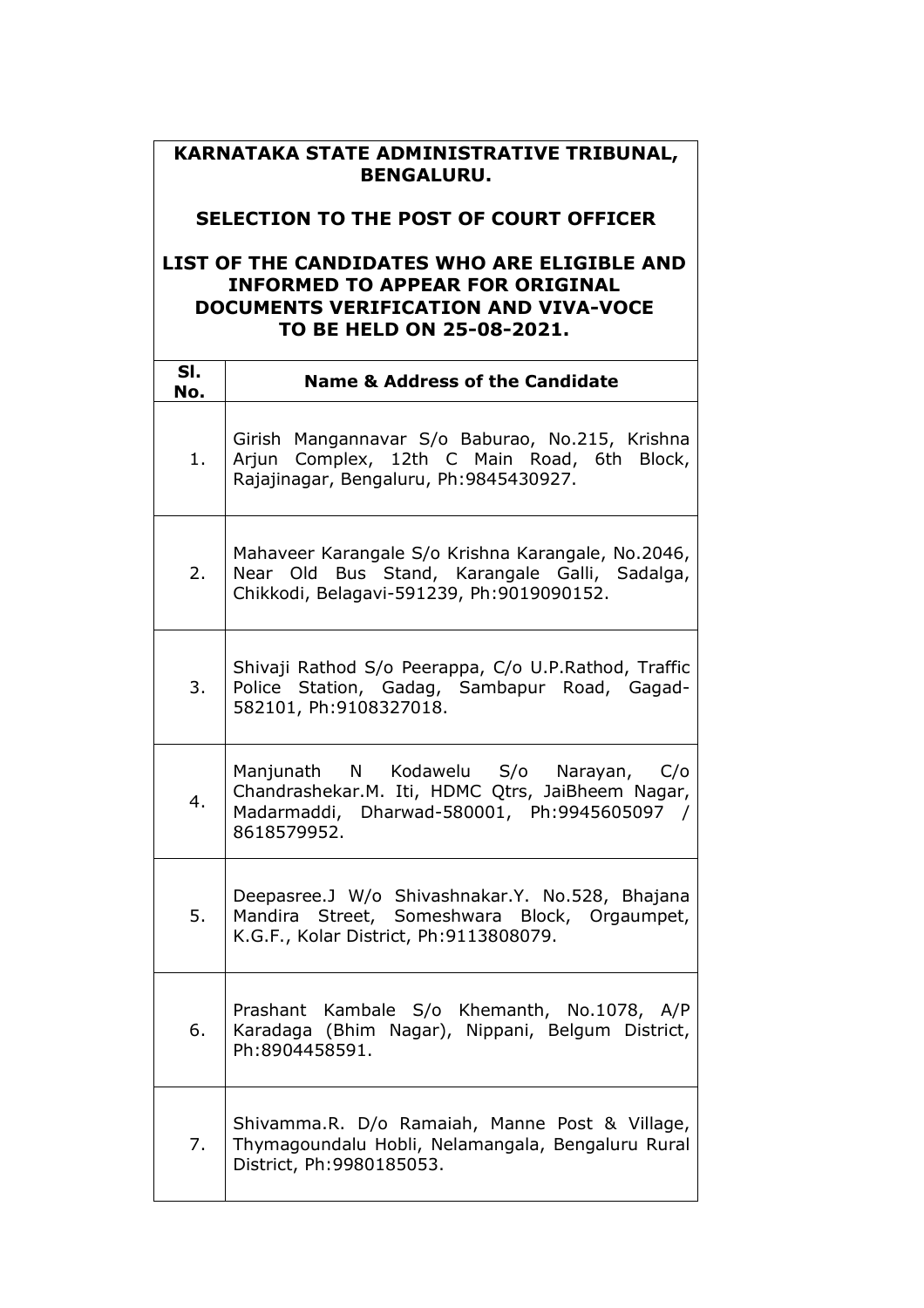**KARNATAKA STATE ADMINISTRATIVE TRIBUNAL, BENGALURU.**

**SELECTION TO THE POST OF COURT OFFICER**

**LIST OF THE CANDIDATES WHO ARE ELIGIBLE AND INFORMED TO APPEAR FOR ORIGINAL DOCUMENTS VERIFICATION AND VIVA-VOCE TO BE HELD ON 25-08-2021.**

| Sl. No. | Name & Address of the Candidate |
|---|---|
| 1. | Girish Mangannavar S/o Baburao, No.215, Krishna Arjun Complex, 12th C Main Road, 6th Block, Rajajinagar, Bengaluru, Ph:9845430927. |
| 2. | Mahaveer Karangale S/o Krishna Karangale, No.2046, Near Old Bus Stand, Karangale Galli, Sadalga, Chikkodi, Belagavi-591239, Ph:9019090152. |
| 3. | Shivaji Rathod S/o Peerappa, C/o U.P.Rathod, Traffic Police Station, Gadag, Sambapur Road, Gagad-582101, Ph:9108327018. |
| 4. | Manjunath N Kodawelu S/o Narayan, C/o Chandrashekar.M. Iti, HDMC Qtrs, JaiBheem Nagar, Madarmaddi, Dharwad-580001, Ph:9945605097 / 8618579952. |
| 5. | Deepasree.J W/o Shivashnakar.Y. No.528, Bhajana Mandira Street, Someshwara Block, Orgaumpet, K.G.F., Kolar District, Ph:9113808079. |
| 6. | Prashant Kambale S/o Khemanth, No.1078, A/P Karadaga (Bhim Nagar), Nippani, Belgum District, Ph:8904458591. |
| 7. | Shivamma.R. D/o Ramaiah, Manne Post & Village, Thymagoundalu Hobli, Nelamangala, Bengaluru Rural District, Ph:9980185053. |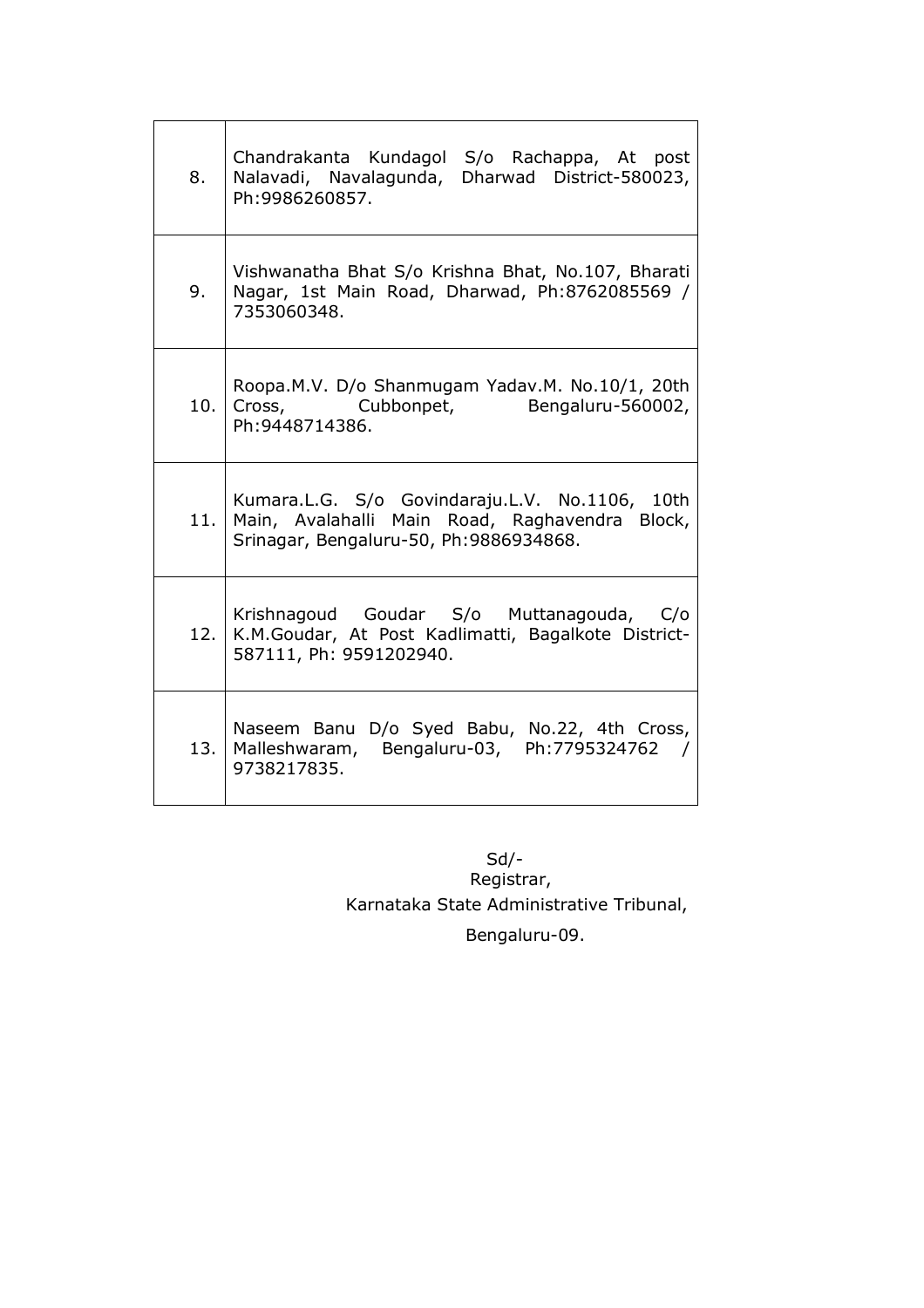| | |
|---|---|
| 8. | Chandrakanta Kundagol S/o Rachappa, At post Nalavadi, Navalagunda, Dharwad District-580023, Ph:9986260857. |
| 9. | Vishwanatha Bhat S/o Krishna Bhat, No.107, Bharati Nagar, 1st Main Road, Dharwad, Ph:8762085569 / 7353060348. |
| 10. | Roopa.M.V. D/o Shanmugam Yadav.M. No.10/1, 20th Cross, Cubbonpet, Bengaluru-560002, Ph:9448714386. |
| 11. | Kumara.L.G. S/o Govindaraju.L.V. No.1106, 10th Main, Avalahalli Main Road, Raghavendra Block, Srinagar, Bengaluru-50, Ph:9886934868. |
| 12. | Krishnagoud Goudar S/o Muttanagouda, C/o K.M.Goudar, At Post Kadlimatti, Bagalkote District-587111, Ph: 9591202940. |
| 13. | Naseem Banu D/o Syed Babu, No.22, 4th Cross, Malleshwaram, Bengaluru-03, Ph:7795324762 / 9738217835. |

Sd/-
Registrar,
Karnataka State Administrative Tribunal,
Bengaluru-09.